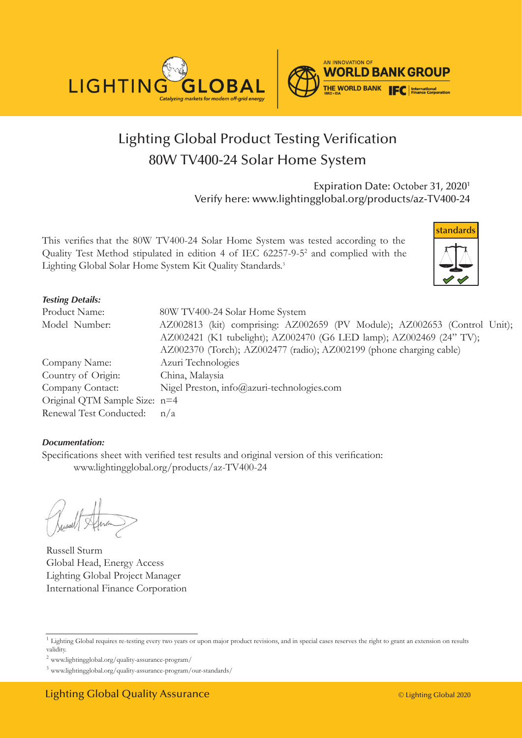# Lighting Global Product Testing Verification

## 80W TV400-24 Solar Home System

Expiration Date: October 31, 2020[1]
Verify here: www.lightingglobal.org/products/az-TV400-24

This verifies that the 80W TV400-24 Solar Home System was tested according to the Quality Test Method stipulated in edition 4 of IEC 62257-9-5[2] and complied with the Lighting Global Solar Home System Kit Quality Standards.[3]

***Testing Details:***

| | |
|---|---|
| Product Name: | 80W TV400-24 Solar Home System |
| Model Number: | AZ002813 (kit) comprising: AZ002659 (PV Module); AZ002653 (Control Unit); AZ002421 (K1 tubelight); AZ002470 (G6 LED lamp); AZ002469 (24" TV); AZ002370 (Torch); AZ002477 (radio); AZ002199 (phone charging cable) |
| Company Name: | Azuri Technologies |
| Country of Origin: | China, Malaysia |
| Company Contact: | Nigel Preston, info@azuri-technologies.com |
| Original QTM Sample Size: | n=4 |
| Renewal Test Conducted: | n/a |

***Documentation:***

Specifications sheet with verified test results and original version of this verification:
www.lightingglobal.org/products/az-TV400-24

Russell Sturm
Global Head, Energy Access
Lighting Global Project Manager
International Finance Corporation

[1] Lighting Global requires re-testing every two years or upon major product revisions, and in special cases reserves the right to grant an extension on results validity.

[2] www.lightingglobal.org/quality-assurance-program/

[3] www.lightingglobal.org/quality-assurance-program/our-standards/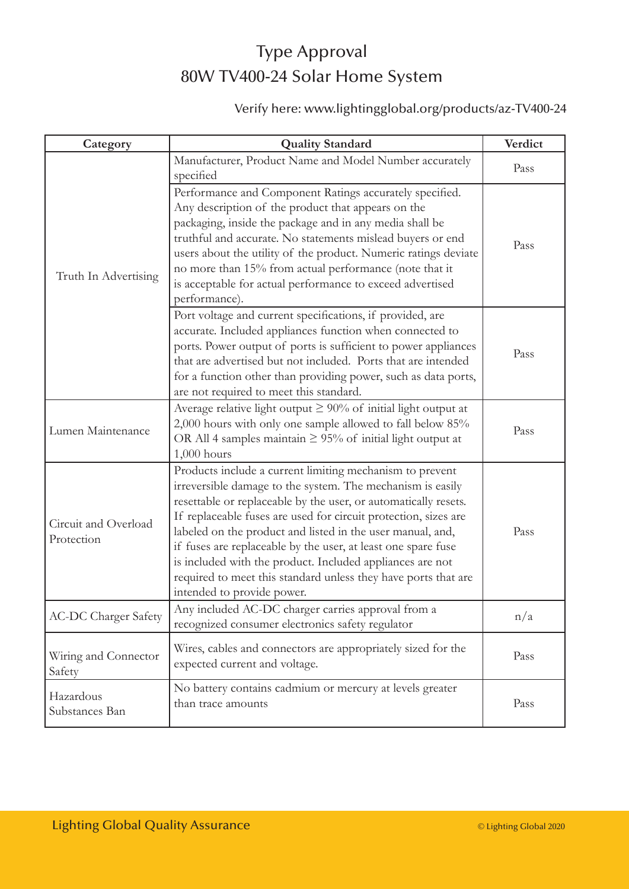# Type Approval
# 80W TV400-24 Solar Home System

Verify here: www.lightingglobal.org/products/az-TV400-24

| Category | Quality Standard | Verdict |
|---|---|---|
| Truth In Advertising | Manufacturer, Product Name and Model Number accurately specified | Pass |
| | Performance and Component Ratings accurately specified. Any description of the product that appears on the packaging, inside the package and in any media shall be truthful and accurate. No statements mislead buyers or end users about the utility of the product. Numeric ratings deviate no more than 15% from actual performance (note that it is acceptable for actual performance to exceed advertised performance). | Pass |
| | Port voltage and current specifications, if provided, are accurate. Included appliances function when connected to ports. Power output of ports is sufficient to power appliances that are advertised but not included. Ports that are intended for a function other than providing power, such as data ports, are not required to meet this standard. | Pass |
| Lumen Maintenance | Average relative light output ≥ 90% of initial light output at 2,000 hours with only one sample allowed to fall below 85% OR All 4 samples maintain ≥ 95% of initial light output at 1,000 hours | Pass |
| Circuit and Overload Protection | Products include a current limiting mechanism to prevent irreversible damage to the system. The mechanism is easily resettable or replaceable by the user, or automatically resets. If replaceable fuses are used for circuit protection, sizes are labeled on the product and listed in the user manual, and, if fuses are replaceable by the user, at least one spare fuse is included with the product. Included appliances are not required to meet this standard unless they have ports that are intended to provide power. | Pass |
| AC-DC Charger Safety | Any included AC-DC charger carries approval from a recognized consumer electronics safety regulator | n/a |
| Wiring and Connector Safety | Wires, cables and connectors are appropriately sized for the expected current and voltage. | Pass |
| Hazardous Substances Ban | No battery contains cadmium or mercury at levels greater than trace amounts | Pass |

Lighting Global Quality Assurance

© Lighting Global 2020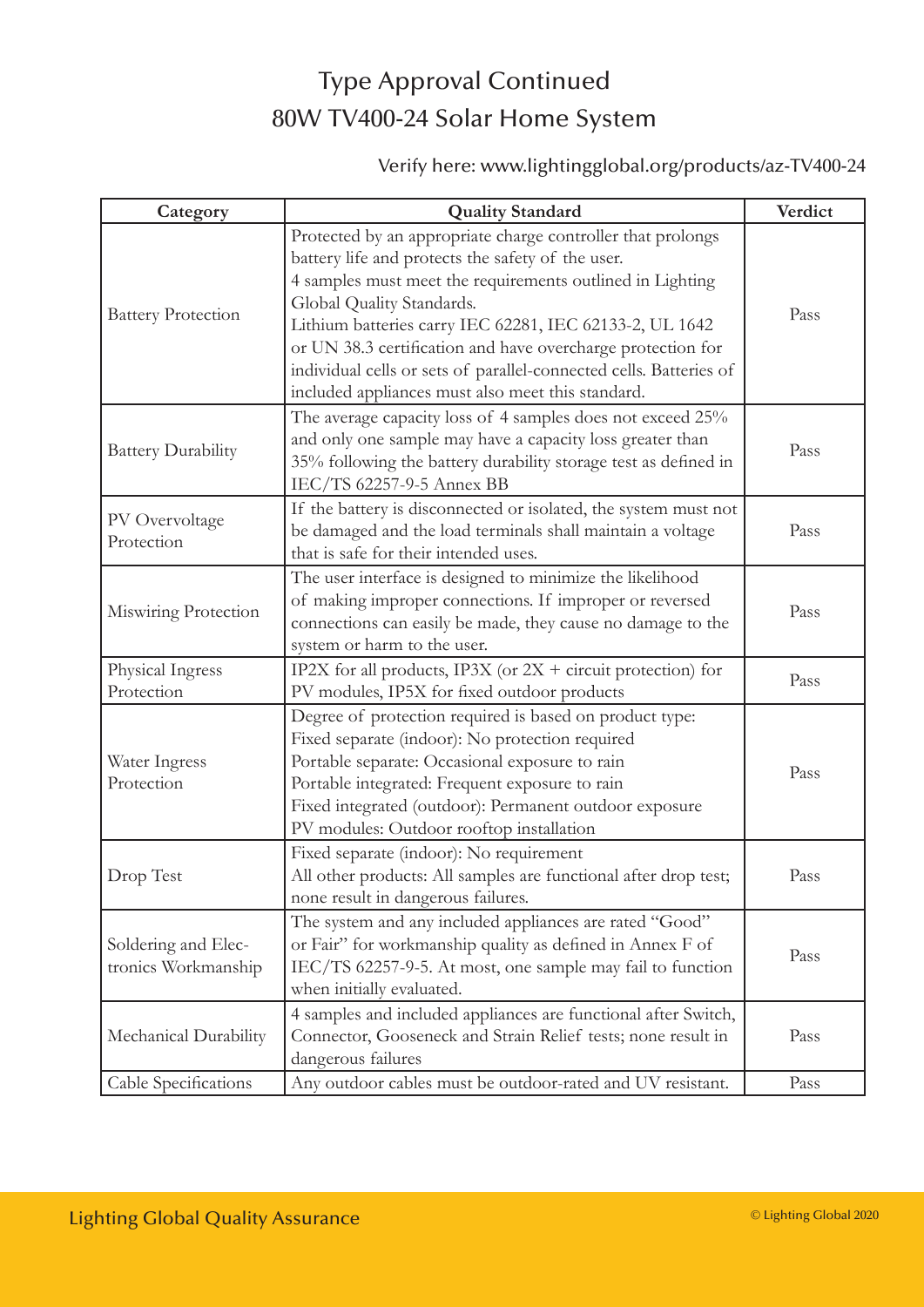# Type Approval Continued
# 80W TV400-24 Solar Home System

Verify here: www.lightingglobal.org/products/az-TV400-24

| Category | Quality Standard | Verdict |
|---|---|---|
| Battery Protection | Protected by an appropriate charge controller that prolongs battery life and protects the safety of the user.<br>4 samples must meet the requirements outlined in Lighting Global Quality Standards.<br>Lithium batteries carry IEC 62281, IEC 62133-2, UL 1642 or UN 38.3 certification and have overcharge protection for individual cells or sets of parallel-connected cells. Batteries of included appliances must also meet this standard. | Pass |
| Battery Durability | The average capacity loss of 4 samples does not exceed 25% and only one sample may have a capacity loss greater than 35% following the battery durability storage test as defined in IEC/TS 62257-9-5 Annex BB | Pass |
| PV Overvoltage Protection | If the battery is disconnected or isolated, the system must not be damaged and the load terminals shall maintain a voltage that is safe for their intended uses. | Pass |
| Miswiring Protection | The user interface is designed to minimize the likelihood of making improper connections. If improper or reversed connections can easily be made, they cause no damage to the system or harm to the user. | Pass |
| Physical Ingress Protection | IP2X for all products, IP3X (or 2X + circuit protection) for PV modules, IP5X for fixed outdoor products | Pass |
| Water Ingress Protection | Degree of protection required is based on product type:<br>Fixed separate (indoor): No protection required<br>Portable separate: Occasional exposure to rain<br>Portable integrated: Frequent exposure to rain<br>Fixed integrated (outdoor): Permanent outdoor exposure<br>PV modules: Outdoor rooftop installation | Pass |
| Drop Test | Fixed separate (indoor): No requirement<br>All other products: All samples are functional after drop test; none result in dangerous failures. | Pass |
| Soldering and Electronics Workmanship | The system and any included appliances are rated "Good" or Fair" for workmanship quality as defined in Annex F of IEC/TS 62257-9-5. At most, one sample may fail to function when initially evaluated. | Pass |
| Mechanical Durability | 4 samples and included appliances are functional after Switch, Connector, Gooseneck and Strain Relief tests; none result in dangerous failures | Pass |
| Cable Specifications | Any outdoor cables must be outdoor-rated and UV resistant. | Pass |

Lighting Global Quality Assurance

© Lighting Global 2020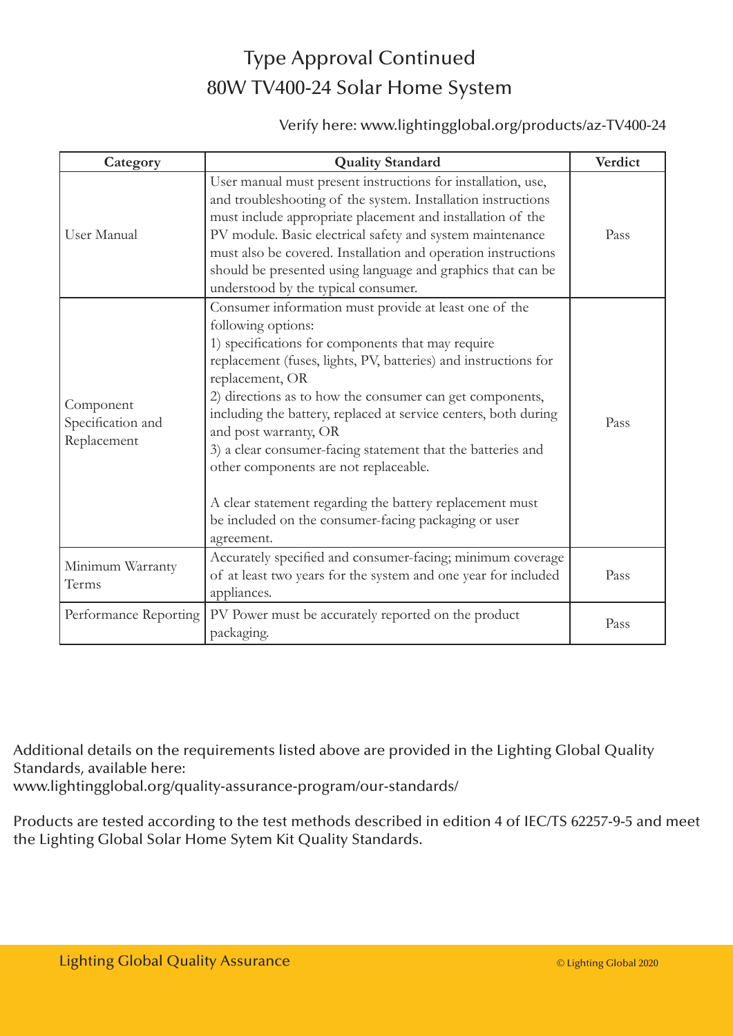# Type Approval Continued
# 80W TV400-24 Solar Home System

Verify here: www.lightingglobal.org/products/az-TV400-24

| Category | Quality Standard | Verdict |
|---|---|---|
| User Manual | User manual must present instructions for installation, use, and troubleshooting of the system. Installation instructions must include appropriate placement and installation of the PV module. Basic electrical safety and system maintenance must also be covered. Installation and operation instructions should be presented using language and graphics that can be understood by the typical consumer. | Pass |
| Component Specification and Replacement | Consumer information must provide at least one of the following options:<br>1) specifications for components that may require replacement (fuses, lights, PV, batteries) and instructions for replacement, OR<br>2) directions as to how the consumer can get components, including the battery, replaced at service centers, both during and post warranty, OR<br>3) a clear consumer-facing statement that the batteries and other components are not replaceable.<br><br>A clear statement regarding the battery replacement must be included on the consumer-facing packaging or user agreement. | Pass |
| Minimum Warranty Terms | Accurately specified and consumer-facing; minimum coverage of at least two years for the system and one year for included appliances. | Pass |
| Performance Reporting | PV Power must be accurately reported on the product packaging. | Pass |

Additional details on the requirements listed above are provided in the Lighting Global Quality Standards, available here:
www.lightingglobal.org/quality-assurance-program/our-standards/

Products are tested according to the test methods described in edition 4 of IEC/TS 62257-9-5 and meet the Lighting Global Solar Home Sytem Kit Quality Standards.